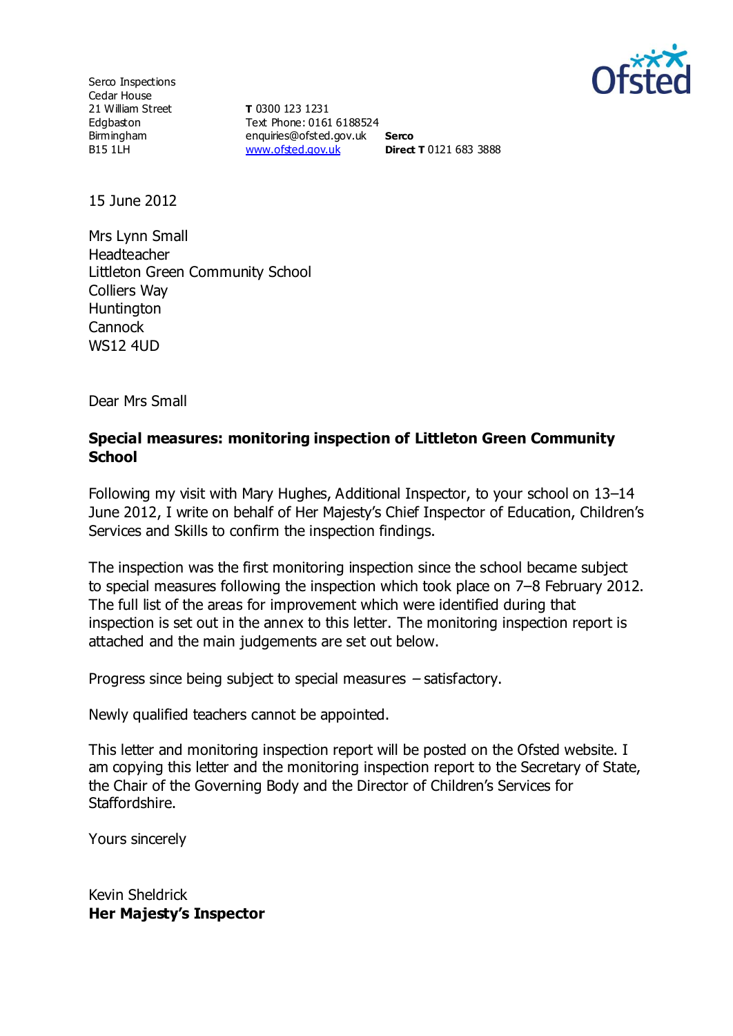Serco Inspections
Cedar House
21 William Street
Edgbaston
Birmingham
B15 1LH

**T** 0300 123 1231
Text Phone: 0161 6188524
enquiries@ofsted.gov.uk
www.ofsted.gov.uk

**Serco**
**Direct T** 0121 683 3888

15 June 2012

Mrs Lynn Small
Headteacher
Littleton Green Community School
Colliers Way
Huntington
Cannock
WS12 4UD

Dear Mrs Small

**Special measures: monitoring inspection of Littleton Green Community School**

Following my visit with Mary Hughes, Additional Inspector, to your school on 13–14 June 2012, I write on behalf of Her Majesty's Chief Inspector of Education, Children's Services and Skills to confirm the inspection findings.

The inspection was the first monitoring inspection since the school became subject to special measures following the inspection which took place on 7–8 February 2012. The full list of the areas for improvement which were identified during that inspection is set out in the annex to this letter. The monitoring inspection report is attached and the main judgements are set out below.

Progress since being subject to special measures – satisfactory.

Newly qualified teachers cannot be appointed.

This letter and monitoring inspection report will be posted on the Ofsted website. I am copying this letter and the monitoring inspection report to the Secretary of State, the Chair of the Governing Body and the Director of Children's Services for Staffordshire.

Yours sincerely

Kevin Sheldrick
**Her Majesty's Inspector**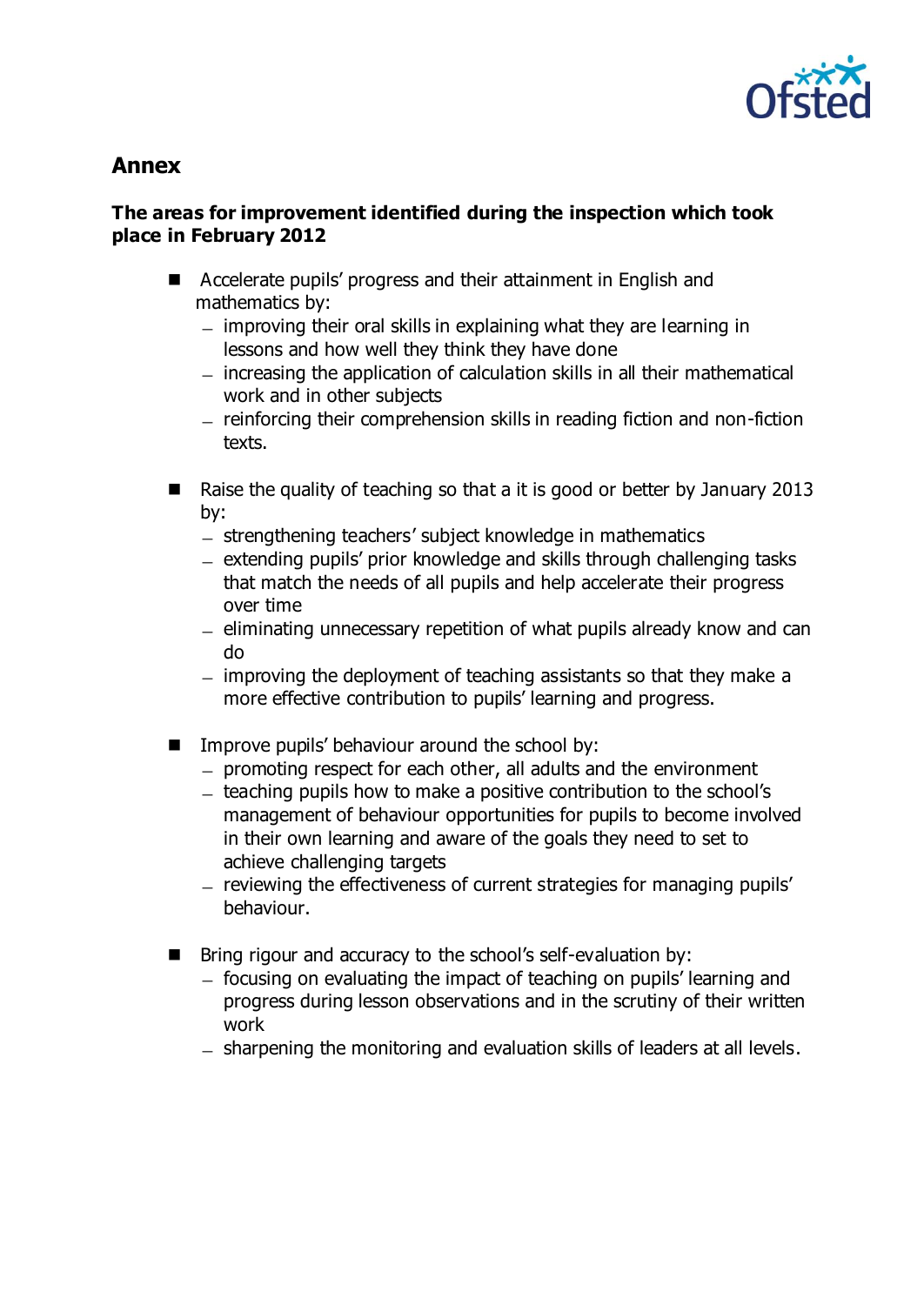## Annex

### The areas for improvement identified during the inspection which took place in February 2012

- Accelerate pupils' progress and their attainment in English and mathematics by:
  - improving their oral skills in explaining what they are learning in lessons and how well they think they have done
  - increasing the application of calculation skills in all their mathematical work and in other subjects
  - reinforcing their comprehension skills in reading fiction and non-fiction texts.

- Raise the quality of teaching so that a it is good or better by January 2013 by:
  - strengthening teachers' subject knowledge in mathematics
  - extending pupils' prior knowledge and skills through challenging tasks that match the needs of all pupils and help accelerate their progress over time
  - eliminating unnecessary repetition of what pupils already know and can do
  - improving the deployment of teaching assistants so that they make a more effective contribution to pupils' learning and progress.

- Improve pupils' behaviour around the school by:
  - promoting respect for each other, all adults and the environment
  - teaching pupils how to make a positive contribution to the school's management of behaviour opportunities for pupils to become involved in their own learning and aware of the goals they need to set to achieve challenging targets
  - reviewing the effectiveness of current strategies for managing pupils' behaviour.

- Bring rigour and accuracy to the school's self-evaluation by:
  - focusing on evaluating the impact of teaching on pupils' learning and progress during lesson observations and in the scrutiny of their written work
  - sharpening the monitoring and evaluation skills of leaders at all levels.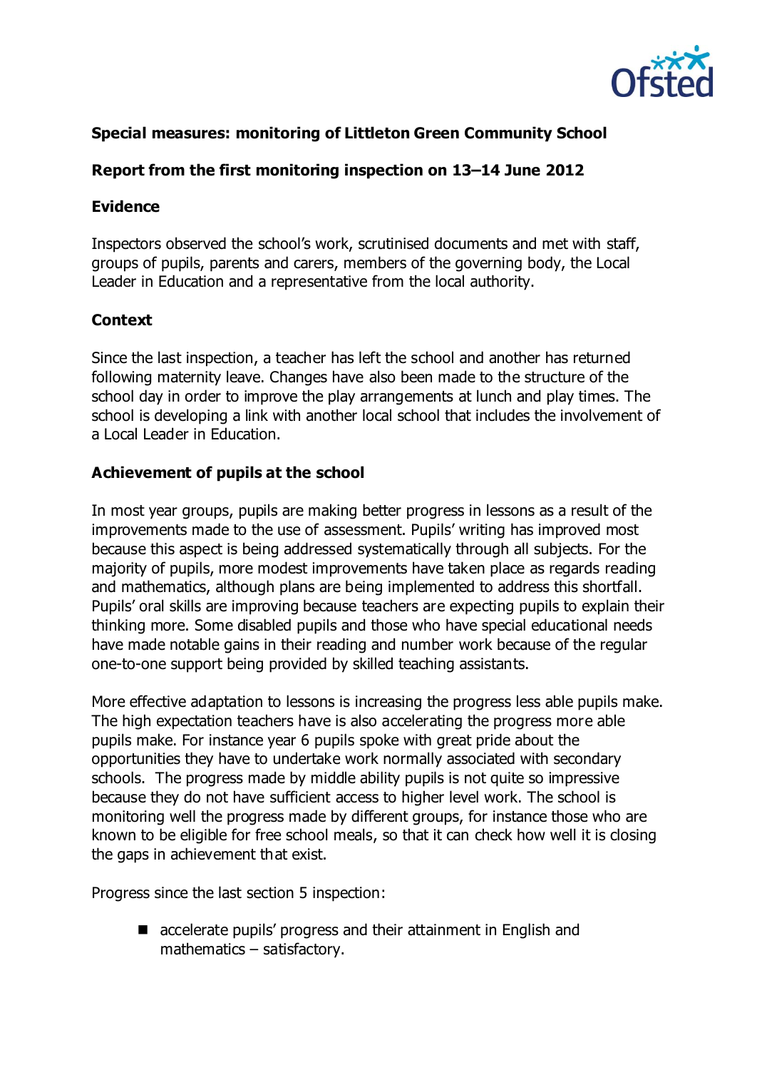## Special measures: monitoring of Littleton Green Community School

## Report from the first monitoring inspection on 13–14 June 2012

### Evidence

Inspectors observed the school's work, scrutinised documents and met with staff, groups of pupils, parents and carers, members of the governing body, the Local Leader in Education and a representative from the local authority.

### Context

Since the last inspection, a teacher has left the school and another has returned following maternity leave. Changes have also been made to the structure of the school day in order to improve the play arrangements at lunch and play times. The school is developing a link with another local school that includes the involvement of a Local Leader in Education.

### Achievement of pupils at the school

In most year groups, pupils are making better progress in lessons as a result of the improvements made to the use of assessment. Pupils' writing has improved most because this aspect is being addressed systematically through all subjects. For the majority of pupils, more modest improvements have taken place as regards reading and mathematics, although plans are being implemented to address this shortfall. Pupils' oral skills are improving because teachers are expecting pupils to explain their thinking more. Some disabled pupils and those who have special educational needs have made notable gains in their reading and number work because of the regular one-to-one support being provided by skilled teaching assistants.

More effective adaptation to lessons is increasing the progress less able pupils make. The high expectation teachers have is also accelerating the progress more able pupils make. For instance year 6 pupils spoke with great pride about the opportunities they have to undertake work normally associated with secondary schools. The progress made by middle ability pupils is not quite so impressive because they do not have sufficient access to higher level work. The school is monitoring well the progress made by different groups, for instance those who are known to be eligible for free school meals, so that it can check how well it is closing the gaps in achievement that exist.

Progress since the last section 5 inspection:

- accelerate pupils' progress and their attainment in English and mathematics – satisfactory.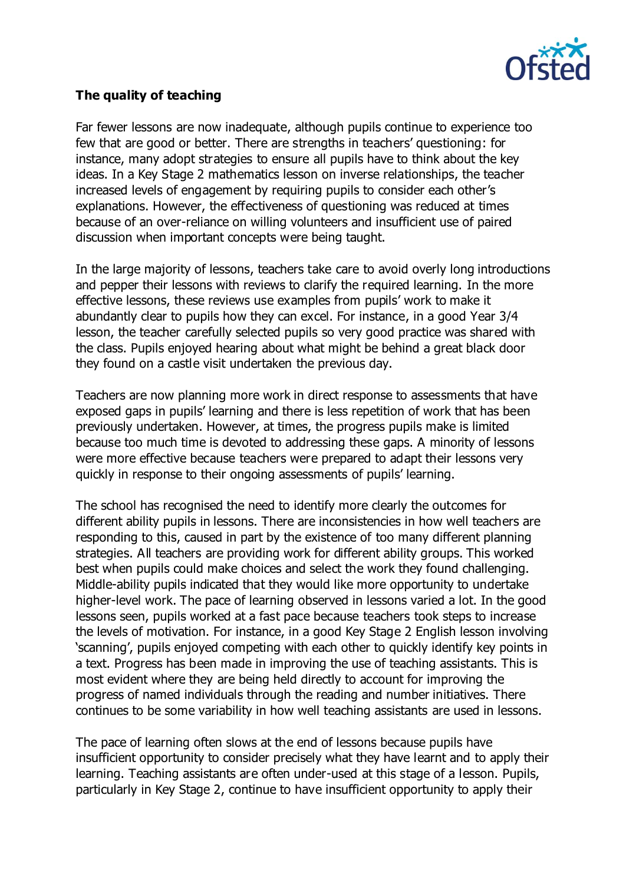**The quality of teaching**

Far fewer lessons are now inadequate, although pupils continue to experience too few that are good or better. There are strengths in teachers' questioning: for instance, many adopt strategies to ensure all pupils have to think about the key ideas. In a Key Stage 2 mathematics lesson on inverse relationships, the teacher increased levels of engagement by requiring pupils to consider each other's explanations. However, the effectiveness of questioning was reduced at times because of an over-reliance on willing volunteers and insufficient use of paired discussion when important concepts were being taught.

In the large majority of lessons, teachers take care to avoid overly long introductions and pepper their lessons with reviews to clarify the required learning. In the more effective lessons, these reviews use examples from pupils' work to make it abundantly clear to pupils how they can excel. For instance, in a good Year 3/4 lesson, the teacher carefully selected pupils so very good practice was shared with the class. Pupils enjoyed hearing about what might be behind a great black door they found on a castle visit undertaken the previous day.

Teachers are now planning more work in direct response to assessments that have exposed gaps in pupils' learning and there is less repetition of work that has been previously undertaken. However, at times, the progress pupils make is limited because too much time is devoted to addressing these gaps. A minority of lessons were more effective because teachers were prepared to adapt their lessons very quickly in response to their ongoing assessments of pupils' learning.

The school has recognised the need to identify more clearly the outcomes for different ability pupils in lessons. There are inconsistencies in how well teachers are responding to this, caused in part by the existence of too many different planning strategies. All teachers are providing work for different ability groups. This worked best when pupils could make choices and select the work they found challenging. Middle-ability pupils indicated that they would like more opportunity to undertake higher-level work. The pace of learning observed in lessons varied a lot. In the good lessons seen, pupils worked at a fast pace because teachers took steps to increase the levels of motivation. For instance, in a good Key Stage 2 English lesson involving 'scanning', pupils enjoyed competing with each other to quickly identify key points in a text. Progress has been made in improving the use of teaching assistants. This is most evident where they are being held directly to account for improving the progress of named individuals through the reading and number initiatives. There continues to be some variability in how well teaching assistants are used in lessons.

The pace of learning often slows at the end of lessons because pupils have insufficient opportunity to consider precisely what they have learnt and to apply their learning. Teaching assistants are often under-used at this stage of a lesson. Pupils, particularly in Key Stage 2, continue to have insufficient opportunity to apply their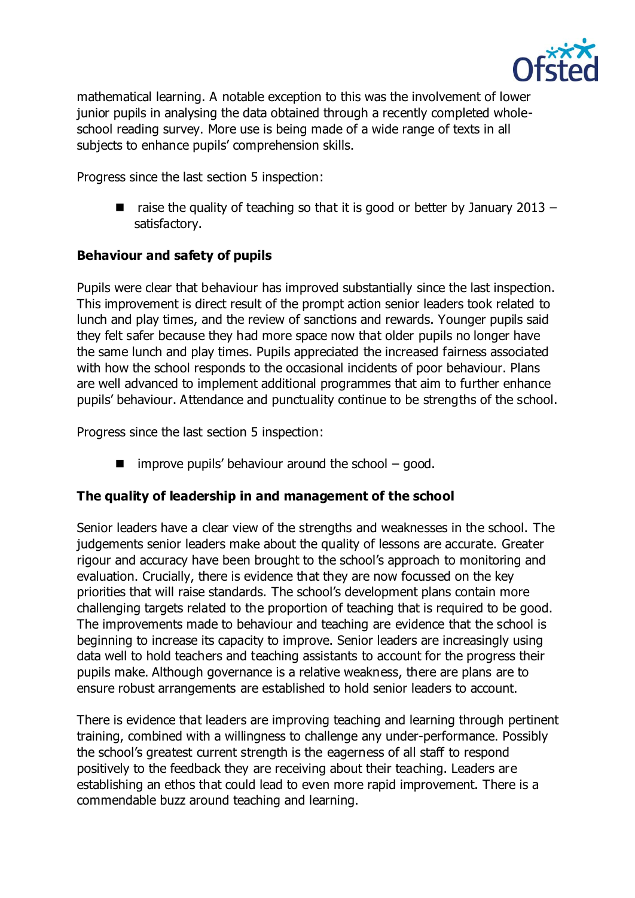mathematical learning. A notable exception to this was the involvement of lower junior pupils in analysing the data obtained through a recently completed whole-school reading survey. More use is being made of a wide range of texts in all subjects to enhance pupils' comprehension skills.

Progress since the last section 5 inspection:

- raise the quality of teaching so that it is good or better by January 2013 – satisfactory.

**Behaviour and safety of pupils**

Pupils were clear that behaviour has improved substantially since the last inspection. This improvement is direct result of the prompt action senior leaders took related to lunch and play times, and the review of sanctions and rewards. Younger pupils said they felt safer because they had more space now that older pupils no longer have the same lunch and play times. Pupils appreciated the increased fairness associated with how the school responds to the occasional incidents of poor behaviour. Plans are well advanced to implement additional programmes that aim to further enhance pupils' behaviour. Attendance and punctuality continue to be strengths of the school.

Progress since the last section 5 inspection:

- improve pupils' behaviour around the school – good.

**The quality of leadership in and management of the school**

Senior leaders have a clear view of the strengths and weaknesses in the school. The judgements senior leaders make about the quality of lessons are accurate. Greater rigour and accuracy have been brought to the school's approach to monitoring and evaluation. Crucially, there is evidence that they are now focussed on the key priorities that will raise standards. The school's development plans contain more challenging targets related to the proportion of teaching that is required to be good. The improvements made to behaviour and teaching are evidence that the school is beginning to increase its capacity to improve. Senior leaders are increasingly using data well to hold teachers and teaching assistants to account for the progress their pupils make. Although governance is a relative weakness, there are plans are to ensure robust arrangements are established to hold senior leaders to account.

There is evidence that leaders are improving teaching and learning through pertinent training, combined with a willingness to challenge any under-performance. Possibly the school's greatest current strength is the eagerness of all staff to respond positively to the feedback they are receiving about their teaching. Leaders are establishing an ethos that could lead to even more rapid improvement. There is a commendable buzz around teaching and learning.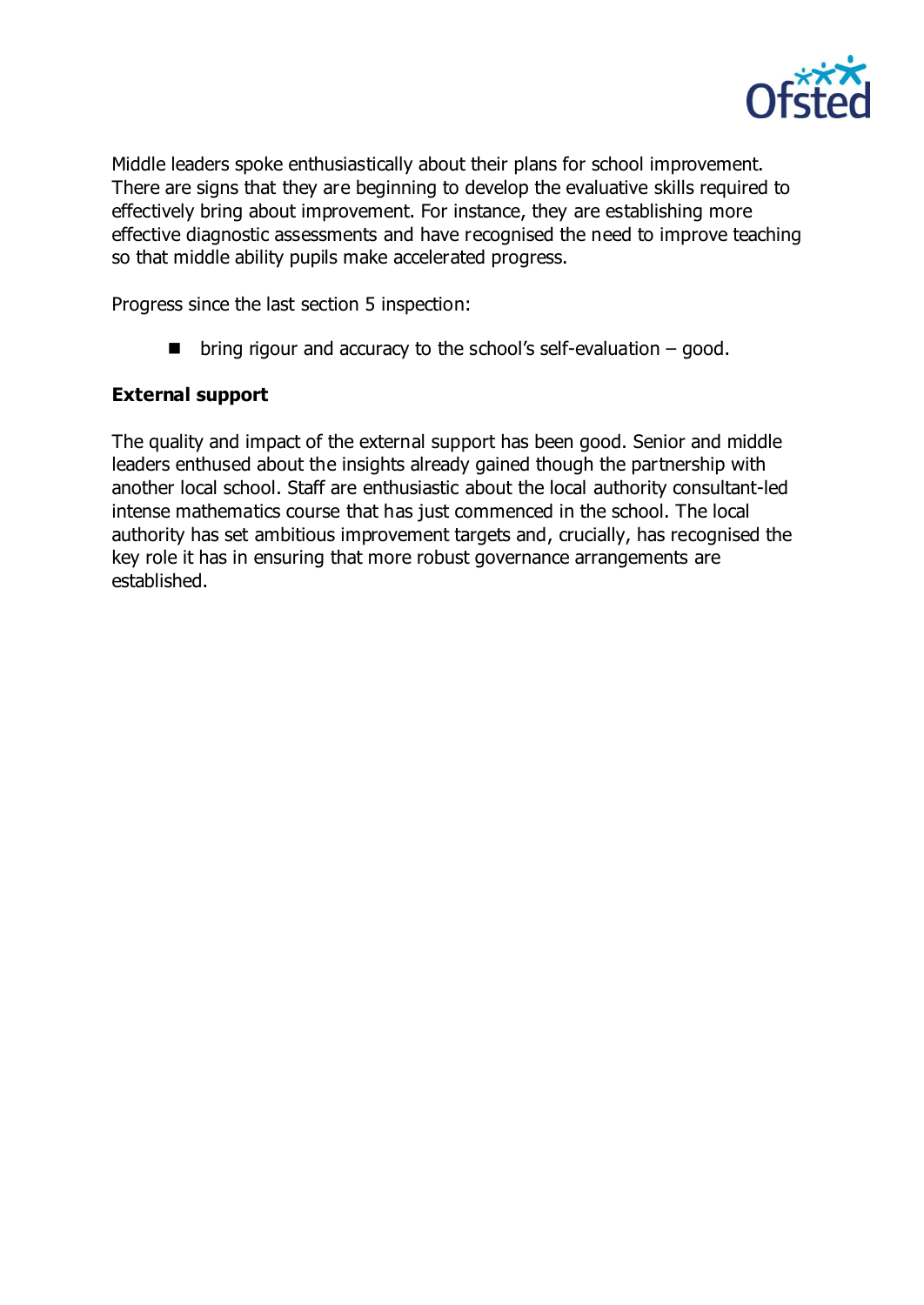Middle leaders spoke enthusiastically about their plans for school improvement. There are signs that they are beginning to develop the evaluative skills required to effectively bring about improvement. For instance, they are establishing more effective diagnostic assessments and have recognised the need to improve teaching so that middle ability pupils make accelerated progress.

Progress since the last section 5 inspection:

- bring rigour and accuracy to the school's self-evaluation – good.

**External support**

The quality and impact of the external support has been good. Senior and middle leaders enthused about the insights already gained though the partnership with another local school. Staff are enthusiastic about the local authority consultant-led intense mathematics course that has just commenced in the school. The local authority has set ambitious improvement targets and, crucially, has recognised the key role it has in ensuring that more robust governance arrangements are established.